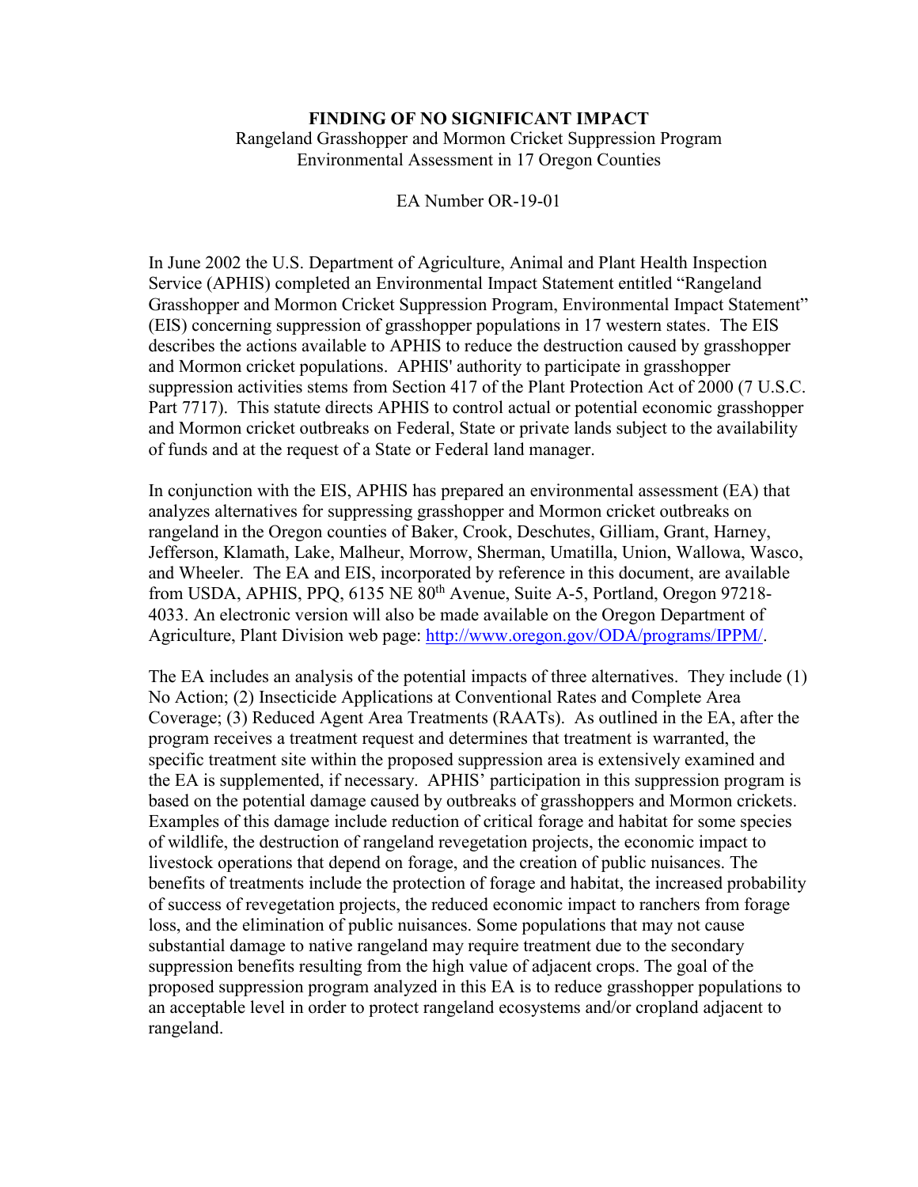**FINDING OF NO SIGNIFICANT IMPACT**

Rangeland Grasshopper and Mormon Cricket Suppression Program
Environmental Assessment in 17 Oregon Counties

EA Number OR-19-01

In June 2002 the U.S. Department of Agriculture, Animal and Plant Health Inspection Service (APHIS) completed an Environmental Impact Statement entitled "Rangeland Grasshopper and Mormon Cricket Suppression Program, Environmental Impact Statement" (EIS) concerning suppression of grasshopper populations in 17 western states. The EIS describes the actions available to APHIS to reduce the destruction caused by grasshopper and Mormon cricket populations. APHIS' authority to participate in grasshopper suppression activities stems from Section 417 of the Plant Protection Act of 2000 (7 U.S.C. Part 7717). This statute directs APHIS to control actual or potential economic grasshopper and Mormon cricket outbreaks on Federal, State or private lands subject to the availability of funds and at the request of a State or Federal land manager.

In conjunction with the EIS, APHIS has prepared an environmental assessment (EA) that analyzes alternatives for suppressing grasshopper and Mormon cricket outbreaks on rangeland in the Oregon counties of Baker, Crook, Deschutes, Gilliam, Grant, Harney, Jefferson, Klamath, Lake, Malheur, Morrow, Sherman, Umatilla, Union, Wallowa, Wasco, and Wheeler. The EA and EIS, incorporated by reference in this document, are available from USDA, APHIS, PPQ, 6135 NE 80th Avenue, Suite A-5, Portland, Oregon 97218-4033. An electronic version will also be made available on the Oregon Department of Agriculture, Plant Division web page: http://www.oregon.gov/ODA/programs/IPPM/.

The EA includes an analysis of the potential impacts of three alternatives. They include (1) No Action; (2) Insecticide Applications at Conventional Rates and Complete Area Coverage; (3) Reduced Agent Area Treatments (RAATs). As outlined in the EA, after the program receives a treatment request and determines that treatment is warranted, the specific treatment site within the proposed suppression area is extensively examined and the EA is supplemented, if necessary. APHIS' participation in this suppression program is based on the potential damage caused by outbreaks of grasshoppers and Mormon crickets. Examples of this damage include reduction of critical forage and habitat for some species of wildlife, the destruction of rangeland revegetation projects, the economic impact to livestock operations that depend on forage, and the creation of public nuisances. The benefits of treatments include the protection of forage and habitat, the increased probability of success of revegetation projects, the reduced economic impact to ranchers from forage loss, and the elimination of public nuisances. Some populations that may not cause substantial damage to native rangeland may require treatment due to the secondary suppression benefits resulting from the high value of adjacent crops. The goal of the proposed suppression program analyzed in this EA is to reduce grasshopper populations to an acceptable level in order to protect rangeland ecosystems and/or cropland adjacent to rangeland.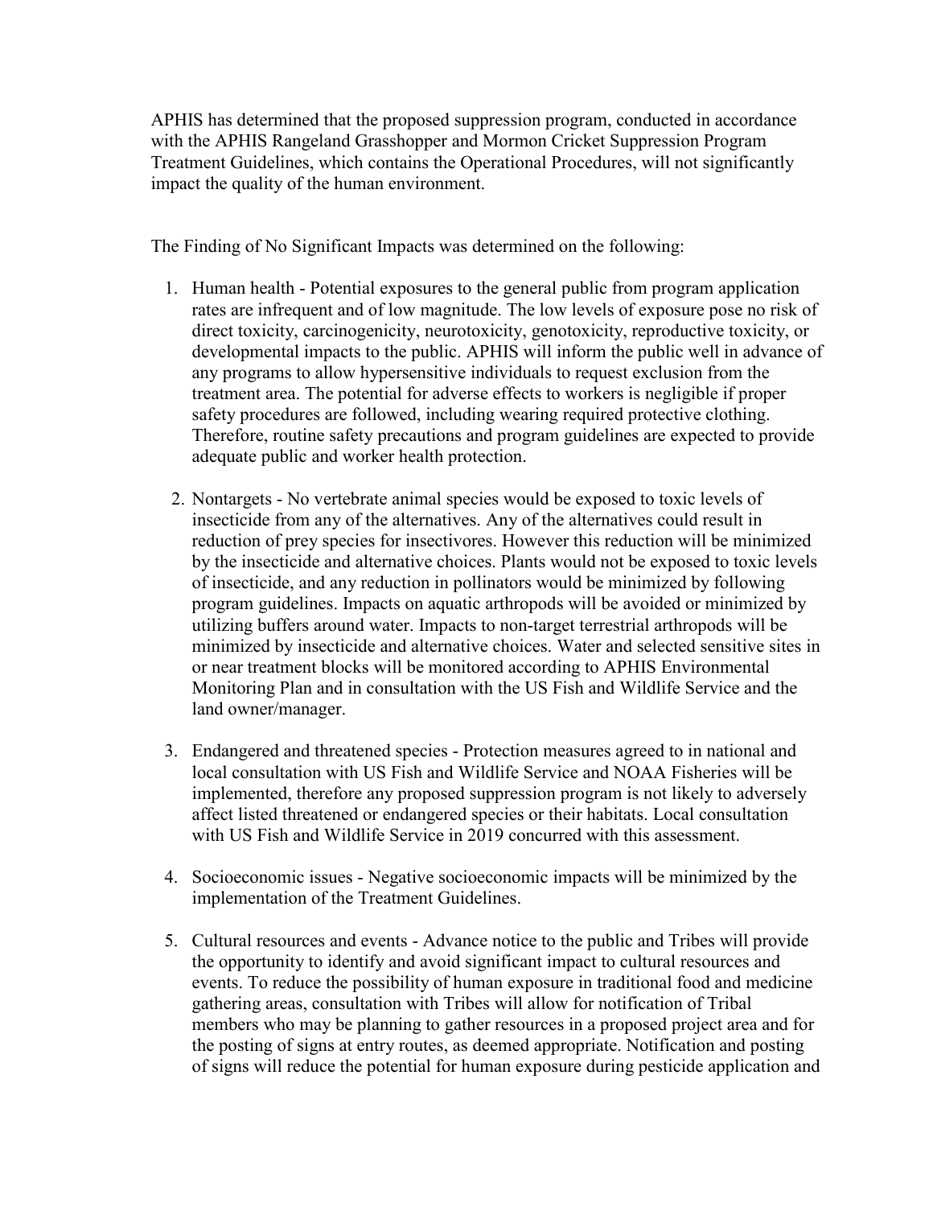APHIS has determined that the proposed suppression program, conducted in accordance with the APHIS Rangeland Grasshopper and Mormon Cricket Suppression Program Treatment Guidelines, which contains the Operational Procedures, will not significantly impact the quality of the human environment.

The Finding of No Significant Impacts was determined on the following:

1. Human health - Potential exposures to the general public from program application rates are infrequent and of low magnitude. The low levels of exposure pose no risk of direct toxicity, carcinogenicity, neurotoxicity, genotoxicity, reproductive toxicity, or developmental impacts to the public. APHIS will inform the public well in advance of any programs to allow hypersensitive individuals to request exclusion from the treatment area. The potential for adverse effects to workers is negligible if proper safety procedures are followed, including wearing required protective clothing. Therefore, routine safety precautions and program guidelines are expected to provide adequate public and worker health protection.

2. Nontargets - No vertebrate animal species would be exposed to toxic levels of insecticide from any of the alternatives. Any of the alternatives could result in reduction of prey species for insectivores. However this reduction will be minimized by the insecticide and alternative choices. Plants would not be exposed to toxic levels of insecticide, and any reduction in pollinators would be minimized by following program guidelines. Impacts on aquatic arthropods will be avoided or minimized by utilizing buffers around water. Impacts to non-target terrestrial arthropods will be minimized by insecticide and alternative choices. Water and selected sensitive sites in or near treatment blocks will be monitored according to APHIS Environmental Monitoring Plan and in consultation with the US Fish and Wildlife Service and the land owner/manager.

3. Endangered and threatened species - Protection measures agreed to in national and local consultation with US Fish and Wildlife Service and NOAA Fisheries will be implemented, therefore any proposed suppression program is not likely to adversely affect listed threatened or endangered species or their habitats. Local consultation with US Fish and Wildlife Service in 2019 concurred with this assessment.

4. Socioeconomic issues - Negative socioeconomic impacts will be minimized by the implementation of the Treatment Guidelines.

5. Cultural resources and events - Advance notice to the public and Tribes will provide the opportunity to identify and avoid significant impact to cultural resources and events. To reduce the possibility of human exposure in traditional food and medicine gathering areas, consultation with Tribes will allow for notification of Tribal members who may be planning to gather resources in a proposed project area and for the posting of signs at entry routes, as deemed appropriate. Notification and posting of signs will reduce the potential for human exposure during pesticide application and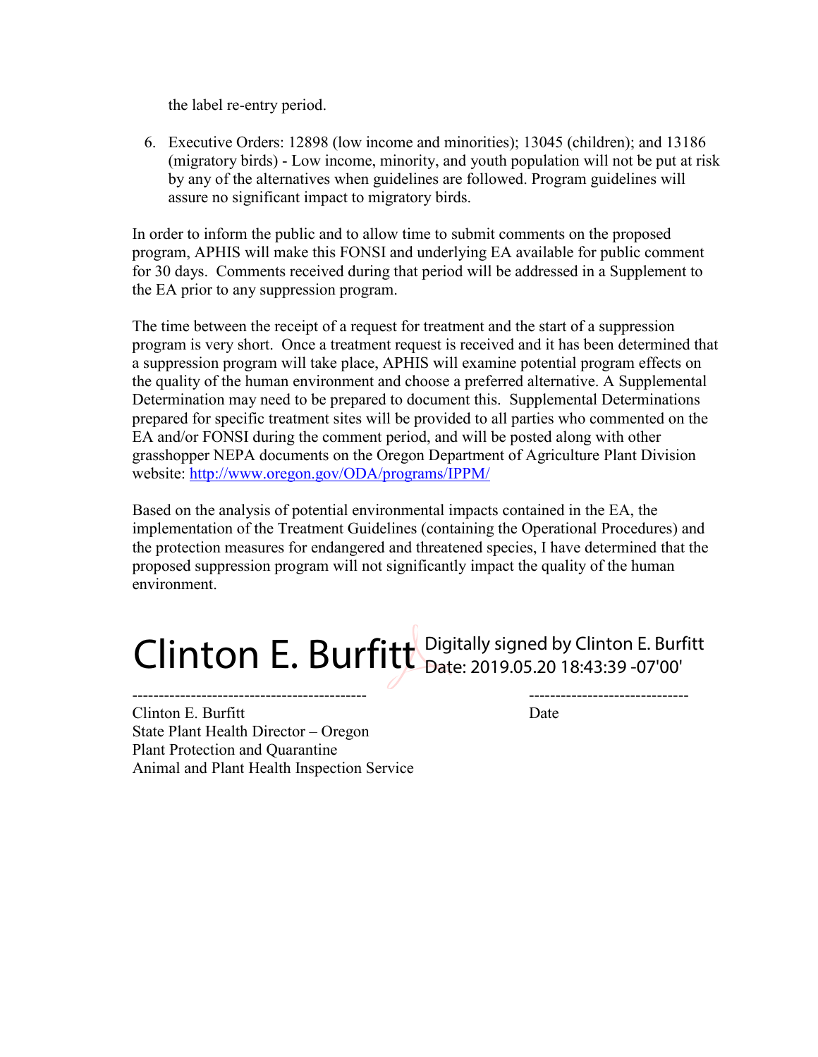the label re-entry period.

6. Executive Orders: 12898 (low income and minorities); 13045 (children); and 13186 (migratory birds) - Low income, minority, and youth population will not be put at risk by any of the alternatives when guidelines are followed. Program guidelines will assure no significant impact to migratory birds.

In order to inform the public and to allow time to submit comments on the proposed program, APHIS will make this FONSI and underlying EA available for public comment for 30 days. Comments received during that period will be addressed in a Supplement to the EA prior to any suppression program.

The time between the receipt of a request for treatment and the start of a suppression program is very short. Once a treatment request is received and it has been determined that a suppression program will take place, APHIS will examine potential program effects on the quality of the human environment and choose a preferred alternative. A Supplemental Determination may need to be prepared to document this. Supplemental Determinations prepared for specific treatment sites will be provided to all parties who commented on the EA and/or FONSI during the comment period, and will be posted along with other grasshopper NEPA documents on the Oregon Department of Agriculture Plant Division website: http://www.oregon.gov/ODA/programs/IPPM/

Based on the analysis of potential environmental impacts contained in the EA, the implementation of the Treatment Guidelines (containing the Operational Procedures) and the protection measures for endangered and threatened species, I have determined that the proposed suppression program will not significantly impact the quality of the human environment.

Clinton E. Burfitt Digitally signed by Clinton E. Burfitt
Date: 2019.05.20 18:43:39 -07'00'

------------------------------------------- -----------------------------

Clinton E. Burfitt
State Plant Health Director – Oregon
Plant Protection and Quarantine
Animal and Plant Health Inspection Service

Date